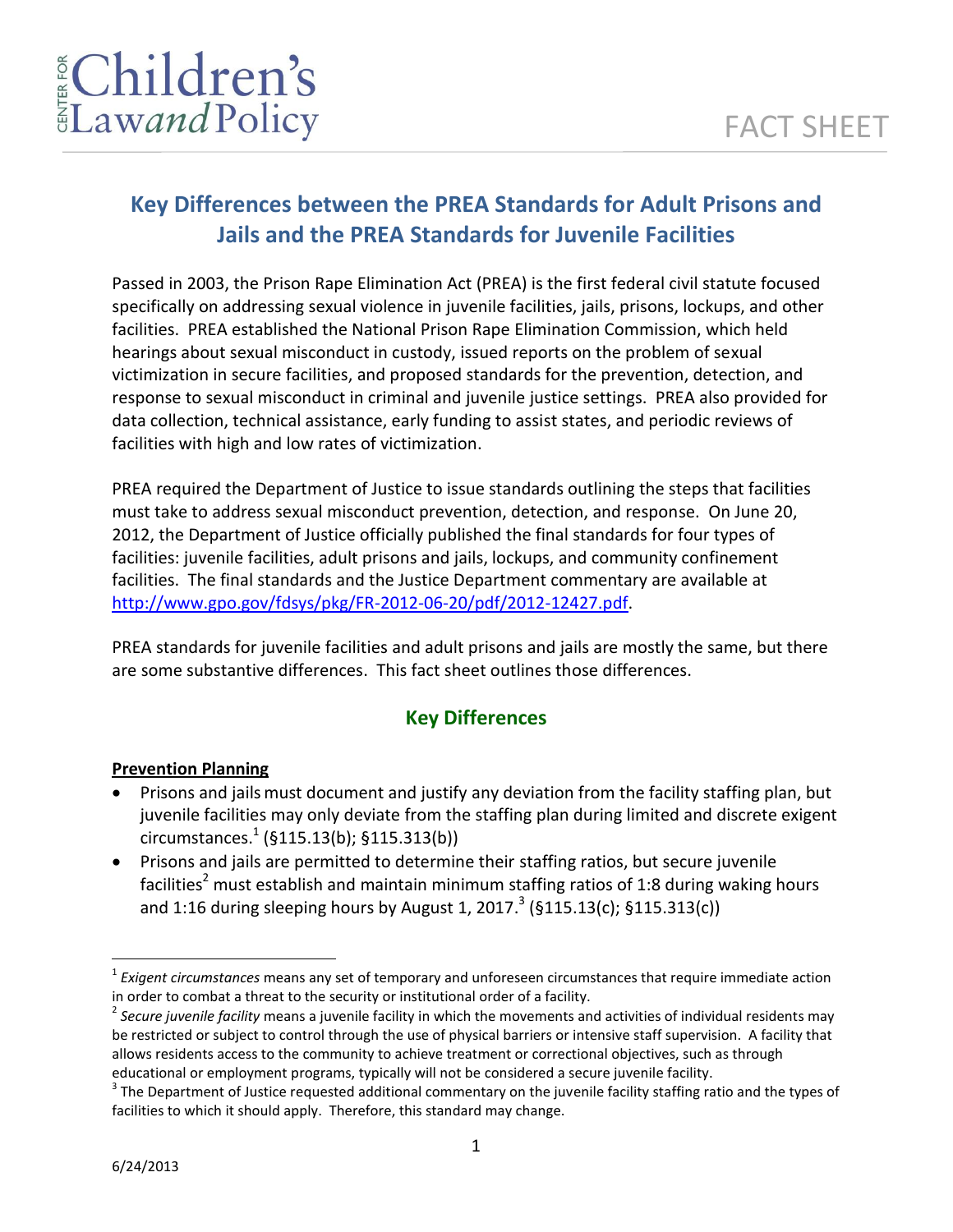Center for Children's Law and Policy

FACT SHEET

# Key Differences between the PREA Standards for Adult Prisons and Jails and the PREA Standards for Juvenile Facilities

Passed in 2003, the Prison Rape Elimination Act (PREA) is the first federal civil statute focused specifically on addressing sexual violence in juvenile facilities, jails, prisons, lockups, and other facilities. PREA established the National Prison Rape Elimination Commission, which held hearings about sexual misconduct in custody, issued reports on the problem of sexual victimization in secure facilities, and proposed standards for the prevention, detection, and response to sexual misconduct in criminal and juvenile justice settings. PREA also provided for data collection, technical assistance, early funding to assist states, and periodic reviews of facilities with high and low rates of victimization.

PREA required the Department of Justice to issue standards outlining the steps that facilities must take to address sexual misconduct prevention, detection, and response. On June 20, 2012, the Department of Justice officially published the final standards for four types of facilities: juvenile facilities, adult prisons and jails, lockups, and community confinement facilities. The final standards and the Justice Department commentary are available at http://www.gpo.gov/fdsys/pkg/FR-2012-06-20/pdf/2012-12427.pdf.

PREA standards for juvenile facilities and adult prisons and jails are mostly the same, but there are some substantive differences. This fact sheet outlines those differences.

## Key Differences

**Prevention Planning**

- Prisons and jails must document and justify any deviation from the facility staffing plan, but juvenile facilities may only deviate from the staffing plan during limited and discrete exigent circumstances.[1] (§115.13(b); §115.313(b))
- Prisons and jails are permitted to determine their staffing ratios, but secure juvenile facilities[2] must establish and maintain minimum staffing ratios of 1:8 during waking hours and 1:16 during sleeping hours by August 1, 2017.[3] (§115.13(c); §115.313(c))

---

[1] *Exigent circumstances* means any set of temporary and unforeseen circumstances that require immediate action in order to combat a threat to the security or institutional order of a facility.

[2] *Secure juvenile facility* means a juvenile facility in which the movements and activities of individual residents may be restricted or subject to control through the use of physical barriers or intensive staff supervision. A facility that allows residents access to the community to achieve treatment or correctional objectives, such as through educational or employment programs, typically will not be considered a secure juvenile facility.

[3] The Department of Justice requested additional commentary on the juvenile facility staffing ratio and the types of facilities to which it should apply. Therefore, this standard may change.

6/24/2013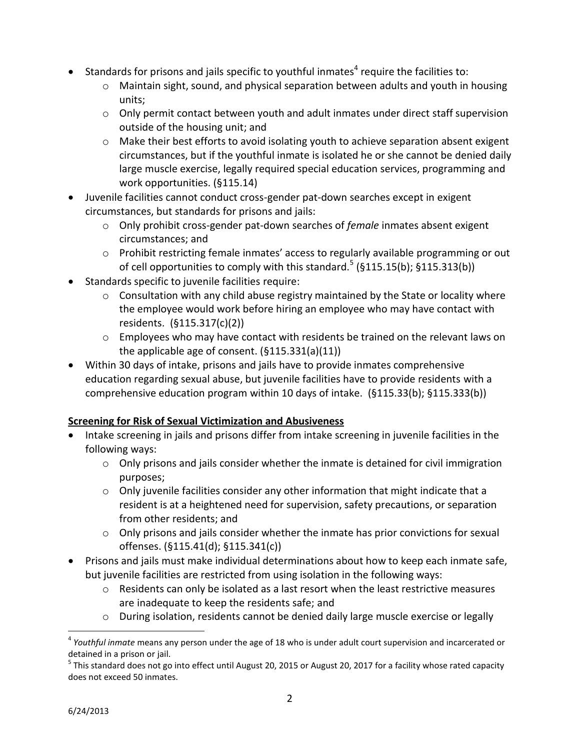- Standards for prisons and jails specific to youthful inmates[4] require the facilities to:
  - Maintain sight, sound, and physical separation between adults and youth in housing units;
  - Only permit contact between youth and adult inmates under direct staff supervision outside of the housing unit; and
  - Make their best efforts to avoid isolating youth to achieve separation absent exigent circumstances, but if the youthful inmate is isolated he or she cannot be denied daily large muscle exercise, legally required special education services, programming and work opportunities. (§115.14)
- Juvenile facilities cannot conduct cross-gender pat-down searches except in exigent circumstances, but standards for prisons and jails:
  - Only prohibit cross-gender pat-down searches of *female* inmates absent exigent circumstances; and
  - Prohibit restricting female inmates' access to regularly available programming or out of cell opportunities to comply with this standard.[5] (§115.15(b); §115.313(b))
- Standards specific to juvenile facilities require:
  - Consultation with any child abuse registry maintained by the State or locality where the employee would work before hiring an employee who may have contact with residents. (§115.317(c)(2))
  - Employees who may have contact with residents be trained on the relevant laws on the applicable age of consent. (§115.331(a)(11))
- Within 30 days of intake, prisons and jails have to provide inmates comprehensive education regarding sexual abuse, but juvenile facilities have to provide residents with a comprehensive education program within 10 days of intake. (§115.33(b); §115.333(b))

**Screening for Risk of Sexual Victimization and Abusiveness**

- Intake screening in jails and prisons differ from intake screening in juvenile facilities in the following ways:
  - Only prisons and jails consider whether the inmate is detained for civil immigration purposes;
  - Only juvenile facilities consider any other information that might indicate that a resident is at a heightened need for supervision, safety precautions, or separation from other residents; and
  - Only prisons and jails consider whether the inmate has prior convictions for sexual offenses. (§115.41(d); §115.341(c))
- Prisons and jails must make individual determinations about how to keep each inmate safe, but juvenile facilities are restricted from using isolation in the following ways:
  - Residents can only be isolated as a last resort when the least restrictive measures are inadequate to keep the residents safe; and
  - During isolation, residents cannot be denied daily large muscle exercise or legally

[4] *Youthful inmate* means any person under the age of 18 who is under adult court supervision and incarcerated or detained in a prison or jail.

[5] This standard does not go into effect until August 20, 2015 or August 20, 2017 for a facility whose rated capacity does not exceed 50 inmates.

6/24/2013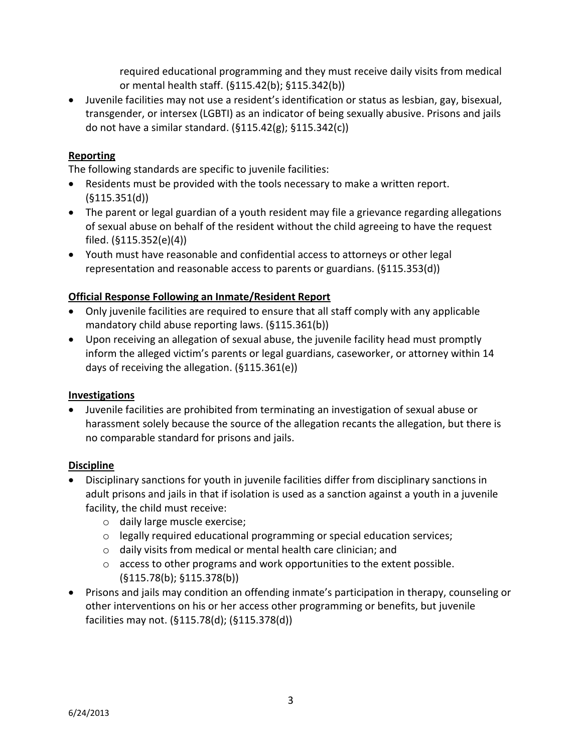required educational programming and they must receive daily visits from medical or mental health staff. (§115.42(b); §115.342(b))

- Juvenile facilities may not use a resident's identification or status as lesbian, gay, bisexual, transgender, or intersex (LGBTI) as an indicator of being sexually abusive. Prisons and jails do not have a similar standard. (§115.42(g); §115.342(c))

**Reporting**

The following standards are specific to juvenile facilities:

- Residents must be provided with the tools necessary to make a written report. (§115.351(d))
- The parent or legal guardian of a youth resident may file a grievance regarding allegations of sexual abuse on behalf of the resident without the child agreeing to have the request filed. (§115.352(e)(4))
- Youth must have reasonable and confidential access to attorneys or other legal representation and reasonable access to parents or guardians. (§115.353(d))

**Official Response Following an Inmate/Resident Report**

- Only juvenile facilities are required to ensure that all staff comply with any applicable mandatory child abuse reporting laws. (§115.361(b))
- Upon receiving an allegation of sexual abuse, the juvenile facility head must promptly inform the alleged victim's parents or legal guardians, caseworker, or attorney within 14 days of receiving the allegation. (§115.361(e))

**Investigations**

- Juvenile facilities are prohibited from terminating an investigation of sexual abuse or harassment solely because the source of the allegation recants the allegation, but there is no comparable standard for prisons and jails.

**Discipline**

- Disciplinary sanctions for youth in juvenile facilities differ from disciplinary sanctions in adult prisons and jails in that if isolation is used as a sanction against a youth in a juvenile facility, the child must receive:
  - daily large muscle exercise;
  - legally required educational programming or special education services;
  - daily visits from medical or mental health care clinician; and
  - access to other programs and work opportunities to the extent possible. (§115.78(b); §115.378(b))
- Prisons and jails may condition an offending inmate's participation in therapy, counseling or other interventions on his or her access other programming or benefits, but juvenile facilities may not. (§115.78(d); (§115.378(d))

6/24/2013